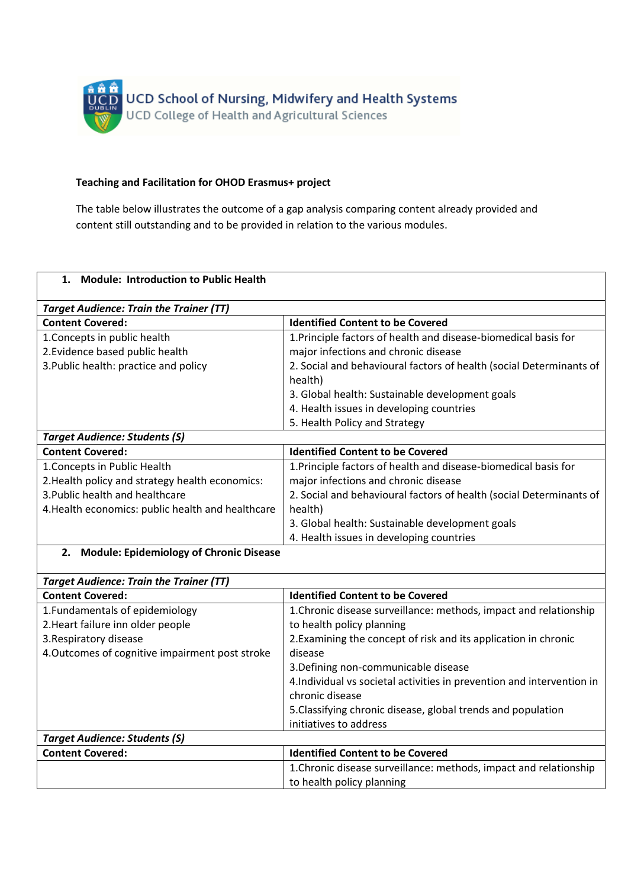UCD School of Nursing, Midwifery and Health Systems
UCD College of Health and Agricultural Sciences

**Teaching and Facilitation for OHOD Erasmus+ project**

The table below illustrates the outcome of a gap analysis comparing content already provided and content still outstanding and to be provided in relation to the various modules.

| | |
|---|---|
| **1. Module: Introduction to Public Health** | |
| ***Target Audience: Train the Trainer (TT)*** | |
| **Content Covered:** | **Identified Content to be Covered** |
| 1.Concepts in public health<br>2.Evidence based public health<br>3.Public health: practice and policy | 1.Principle factors of health and disease-biomedical basis for major infections and chronic disease<br>2. Social and behavioural factors of health (social Determinants of health)<br>3. Global health: Sustainable development goals<br>4. Health issues in developing countries<br>5. Health Policy and Strategy |
| ***Target Audience: Students (S)*** | |
| **Content Covered:** | **Identified Content to be Covered** |
| 1.Concepts in Public Health<br>2.Health policy and strategy health economics:<br>3.Public health and healthcare<br>4.Health economics: public health and healthcare | 1.Principle factors of health and disease-biomedical basis for major infections and chronic disease<br>2. Social and behavioural factors of health (social Determinants of health)<br>3. Global health: Sustainable development goals<br>4. Health issues in developing countries |
| **2. Module: Epidemiology of Chronic Disease** | |
| ***Target Audience: Train the Trainer (TT)*** | |
| **Content Covered:** | **Identified Content to be Covered** |
| 1.Fundamentals of epidemiology<br>2.Heart failure inn older people<br>3.Respiratory disease<br>4.Outcomes of cognitive impairment post stroke | 1.Chronic disease surveillance: methods, impact and relationship to health policy planning<br>2.Examining the concept of risk and its application in chronic disease<br>3.Defining non-communicable disease<br>4.Individual vs societal activities in prevention and intervention in chronic disease<br>5.Classifying chronic disease, global trends and population initiatives to address |
| ***Target Audience: Students (S)*** | |
| **Content Covered:** | **Identified Content to be Covered** |
| | 1.Chronic disease surveillance: methods, impact and relationship to health policy planning |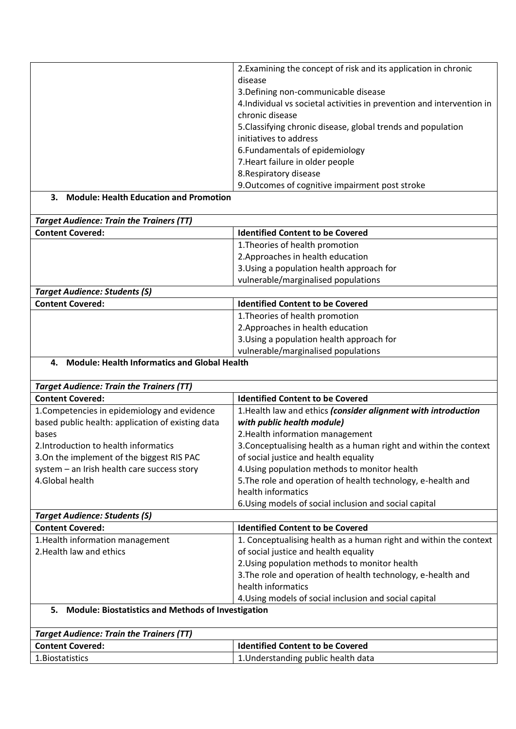| | |
|---|---|
| | 2.Examining the concept of risk and its application in chronic disease<br>3.Defining non-communicable disease<br>4.Individual vs societal activities in prevention and intervention in chronic disease<br>5.Classifying chronic disease, global trends and population initiatives to address<br>6.Fundamentals of epidemiology<br>7.Heart failure in older people<br>8.Respiratory disease<br>9.Outcomes of cognitive impairment post stroke |

### 3. Module: Health Education and Promotion

***Target Audience: Train the Trainers (TT)***

| **Content Covered:** | **Identified Content to be Covered** |
|---|---|
| | 1.Theories of health promotion<br>2.Approaches in health education<br>3.Using a population health approach for vulnerable/marginalised populations |

***Target Audience: Students (S)***

| **Content Covered:** | **Identified Content to be Covered** |
|---|---|
| | 1.Theories of health promotion<br>2.Approaches in health education<br>3.Using a population health approach for vulnerable/marginalised populations |

### 4. Module: Health Informatics and Global Health

***Target Audience: Train the Trainers (TT)***

| **Content Covered:** | **Identified Content to be Covered** |
|---|---|
| 1.Competencies in epidemiology and evidence based public health: application of existing data bases<br>2.Introduction to health informatics<br>3.On the implement of the biggest RIS PAC system – an Irish health care success story<br>4.Global health | 1.Health law and ethics ***(consider alignment with introduction with public health module)***<br>2.Health information management<br>3.Conceptualising health as a human right and within the context of social justice and health equality<br>4.Using population methods to monitor health<br>5.The role and operation of health technology, e-health and health informatics<br>6.Using models of social inclusion and social capital |

***Target Audience: Students (S)***

| **Content Covered:** | **Identified Content to be Covered** |
|---|---|
| 1.Health information management<br>2.Health law and ethics | 1. Conceptualising health as a human right and within the context of social justice and health equality<br>2.Using population methods to monitor health<br>3.The role and operation of health technology, e-health and health informatics<br>4.Using models of social inclusion and social capital |

### 5. Module: Biostatistics and Methods of Investigation

***Target Audience: Train the Trainers (TT)***

| **Content Covered:** | **Identified Content to be Covered** |
|---|---|
| 1.Biostatistics | 1.Understanding public health data |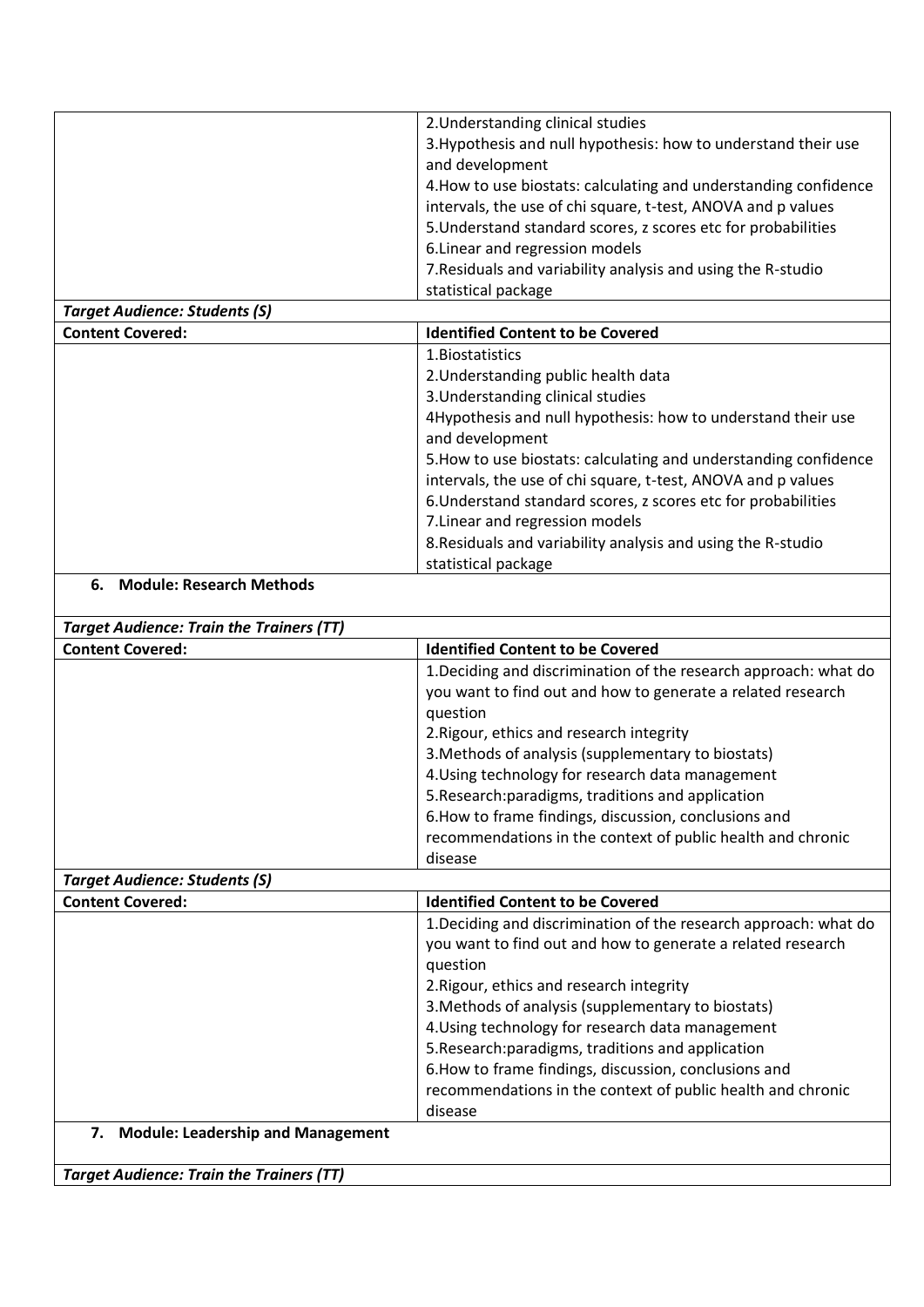| | |
|---|---|
| | 2.Understanding clinical studies<br>3.Hypothesis and null hypothesis: how to understand their use and development<br>4.How to use biostats: calculating and understanding confidence intervals, the use of chi square, t-test, ANOVA and p values<br>5.Understand standard scores, z scores etc for probabilities<br>6.Linear and regression models<br>7.Residuals and variability analysis and using the R-studio statistical package |

***Target Audience: Students (S)***

| **Content Covered:** | **Identified Content to be Covered** |
|---|---|
| | 1.Biostatistics<br>2.Understanding public health data<br>3.Understanding clinical studies<br>4Hypothesis and null hypothesis: how to understand their use and development<br>5.How to use biostats: calculating and understanding confidence intervals, the use of chi square, t-test, ANOVA and p values<br>6.Understand standard scores, z scores etc for probabilities<br>7.Linear and regression models<br>8.Residuals and variability analysis and using the R-studio statistical package |

## 6. Module: Research Methods

***Target Audience: Train the Trainers (TT)***

| **Content Covered:** | **Identified Content to be Covered** |
|---|---|
| | 1.Deciding and discrimination of the research approach: what do you want to find out and how to generate a related research question<br>2.Rigour, ethics and research integrity<br>3.Methods of analysis (supplementary to biostats)<br>4.Using technology for research data management<br>5.Research:paradigms, traditions and application<br>6.How to frame findings, discussion, conclusions and recommendations in the context of public health and chronic disease |

***Target Audience: Students (S)***

| **Content Covered:** | **Identified Content to be Covered** |
|---|---|
| | 1.Deciding and discrimination of the research approach: what do you want to find out and how to generate a related research question<br>2.Rigour, ethics and research integrity<br>3.Methods of analysis (supplementary to biostats)<br>4.Using technology for research data management<br>5.Research:paradigms, traditions and application<br>6.How to frame findings, discussion, conclusions and recommendations in the context of public health and chronic disease |

## 7. Module: Leadership and Management

***Target Audience: Train the Trainers (TT)***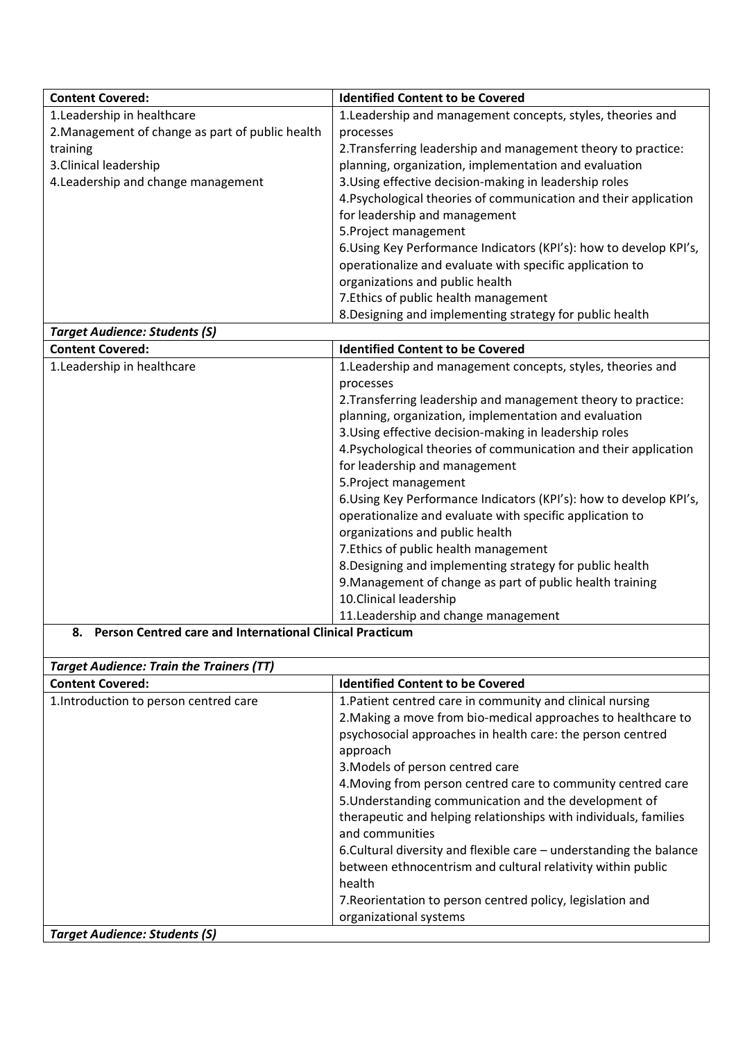| Content Covered: | Identified Content to be Covered |
|---|---|
| 1.Leadership in healthcare<br>2.Management of change as part of public health training<br>3.Clinical leadership<br>4.Leadership and change management | 1.Leadership and management concepts, styles, theories and processes<br>2.Transferring leadership and management theory to practice: planning, organization, implementation and evaluation<br>3.Using effective decision-making in leadership roles<br>4.Psychological theories of communication and their application for leadership and management<br>5.Project management<br>6.Using Key Performance Indicators (KPI's): how to develop KPI's, operationalize and evaluate with specific application to organizations and public health<br>7.Ethics of public health management<br>8.Designing and implementing strategy for public health |
| ***Target Audience: Students (S)*** | |
| **Content Covered:** | **Identified Content to be Covered** |
| 1.Leadership in healthcare | 1.Leadership and management concepts, styles, theories and processes<br>2.Transferring leadership and management theory to practice: planning, organization, implementation and evaluation<br>3.Using effective decision-making in leadership roles<br>4.Psychological theories of communication and their application for leadership and management<br>5.Project management<br>6.Using Key Performance Indicators (KPI's): how to develop KPI's, operationalize and evaluate with specific application to organizations and public health<br>7.Ethics of public health management<br>8.Designing and implementing strategy for public health<br>9.Management of change as part of public health training<br>10.Clinical leadership<br>11.Leadership and change management |

**8. Person Centred care and International Clinical Practicum**

| Content Covered: | Identified Content to be Covered |
|---|---|
| ***Target Audience: Train the Trainers (TT)*** | |
| 1.Introduction to person centred care | 1.Patient centred care in community and clinical nursing<br>2.Making a move from bio-medical approaches to healthcare to psychosocial approaches in health care: the person centred approach<br>3.Models of person centred care<br>4.Moving from person centred care to community centred care<br>5.Understanding communication and the development of therapeutic and helping relationships with individuals, families and communities<br>6.Cultural diversity and flexible care – understanding the balance between ethnocentrism and cultural relativity within public health<br>7.Reorientation to person centred policy, legislation and organizational systems |
| ***Target Audience: Students (S)*** | |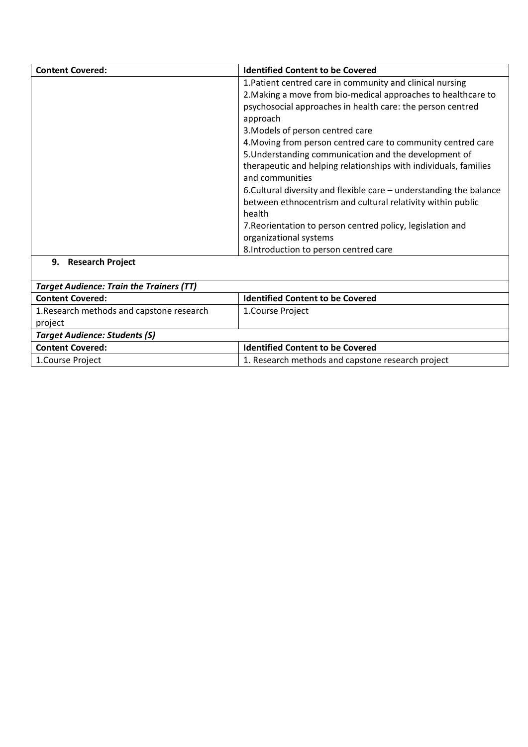| Content Covered: | Identified Content to be Covered |
| --- | --- |
| | 1.Patient centred care in community and clinical nursing<br>2.Making a move from bio-medical approaches to healthcare to psychosocial approaches in health care: the person centred approach<br>3.Models of person centred care<br>4.Moving from person centred care to community centred care<br>5.Understanding communication and the development of therapeutic and helping relationships with individuals, families and communities<br>6.Cultural diversity and flexible care – understanding the balance between ethnocentrism and cultural relativity within public health<br>7.Reorientation to person centred policy, legislation and organizational systems<br>8.Introduction to person centred care |

**9. Research Project**

| ***Target Audience: Train the Trainers (TT)*** | |
| --- | --- |
| **Content Covered:** | **Identified Content to be Covered** |
| 1.Research methods and capstone research project | 1.Course Project |
| ***Target Audience: Students (S)*** | |
| **Content Covered:** | **Identified Content to be Covered** |
| 1.Course Project | 1. Research methods and capstone research project |